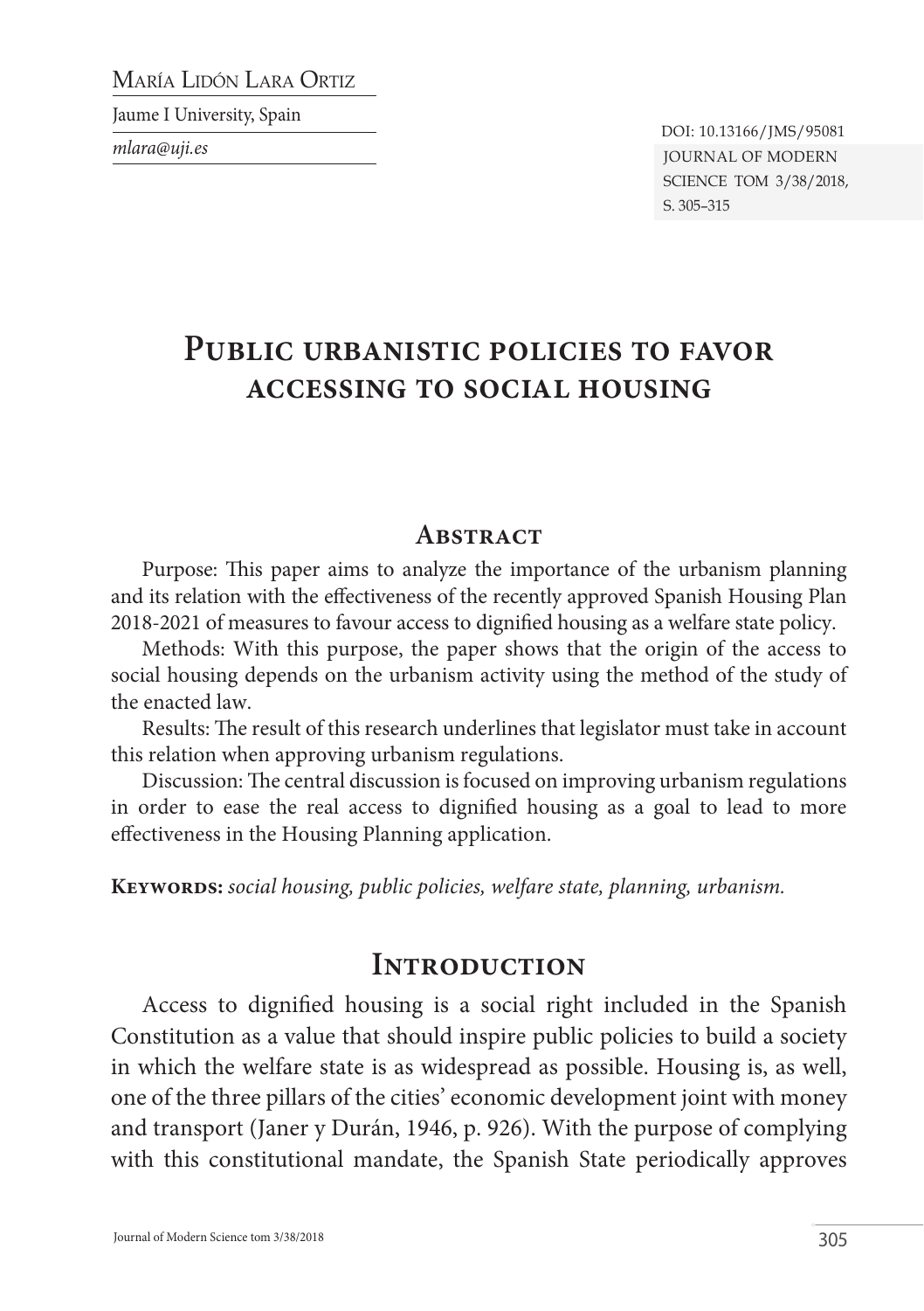María Lidón Lara Ortiz

Jaume I University, Spain

*mlara@uji.es*

DOI: 10.13166/JMS/95081

# Public urbanistic policies to favor accessing to social housing

## Abstract

Purpose: This paper aims to analyze the importance of the urbanism planning and its relation with the effectiveness of the recently approved Spanish Housing Plan 2018-2021 of measures to favour access to dignified housing as a welfare state policy.

Methods: With this purpose, the paper shows that the origin of the access to social housing depends on the urbanism activity using the method of the study of the enacted law.

Results: The result of this research underlines that legislator must take in account this relation when approving urbanism regulations.

Discussion: The central discussion is focused on improving urbanism regulations in order to ease the real access to dignified housing as a goal to lead to more effectiveness in the Housing Planning application.

**Keywords:** *social housing, public policies, welfare state, planning, urbanism.*

## Introduction

Access to dignified housing is a social right included in the Spanish Constitution as a value that should inspire public policies to build a society in which the welfare state is as widespread as possible. Housing is, as well, one of the three pillars of the cities' economic development joint with money and transport (Janer y Durán, 1946, p. 926). With the purpose of complying with this constitutional mandate, the Spanish State periodically approves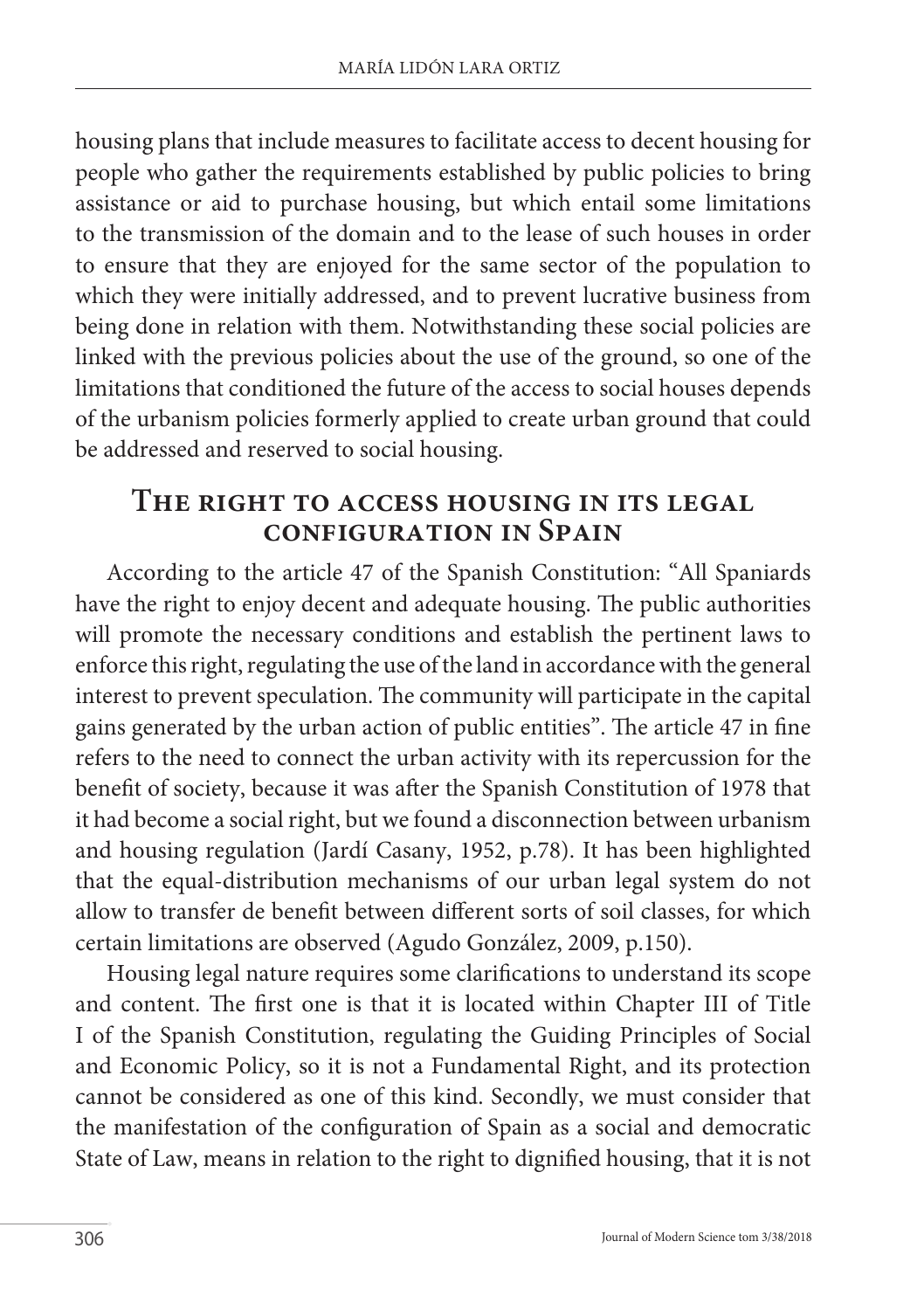housing plans that include measures to facilitate access to decent housing for people who gather the requirements established by public policies to bring assistance or aid to purchase housing, but which entail some limitations to the transmission of the domain and to the lease of such houses in order to ensure that they are enjoyed for the same sector of the population to which they were initially addressed, and to prevent lucrative business from being done in relation with them. Notwithstanding these social policies are linked with the previous policies about the use of the ground, so one of the limitations that conditioned the future of the access to social houses depends of the urbanism policies formerly applied to create urban ground that could be addressed and reserved to social housing.

## The right to access housing in its legal configuration in Spain

According to the article 47 of the Spanish Constitution: "All Spaniards have the right to enjoy decent and adequate housing. The public authorities will promote the necessary conditions and establish the pertinent laws to enforce this right, regulating the use of the land in accordance with the general interest to prevent speculation. The community will participate in the capital gains generated by the urban action of public entities". The article 47 in fine refers to the need to connect the urban activity with its repercussion for the benefit of society, because it was after the Spanish Constitution of 1978 that it had become a social right, but we found a disconnection between urbanism and housing regulation (Jardí Casany, 1952, p.78). It has been highlighted that the equal-distribution mechanisms of our urban legal system do not allow to transfer de benefit between different sorts of soil classes, for which certain limitations are observed (Agudo González, 2009, p.150).

Housing legal nature requires some clarifications to understand its scope and content. The first one is that it is located within Chapter III of Title I of the Spanish Constitution, regulating the Guiding Principles of Social and Economic Policy, so it is not a Fundamental Right, and its protection cannot be considered as one of this kind. Secondly, we must consider that the manifestation of the configuration of Spain as a social and democratic State of Law, means in relation to the right to dignified housing, that it is not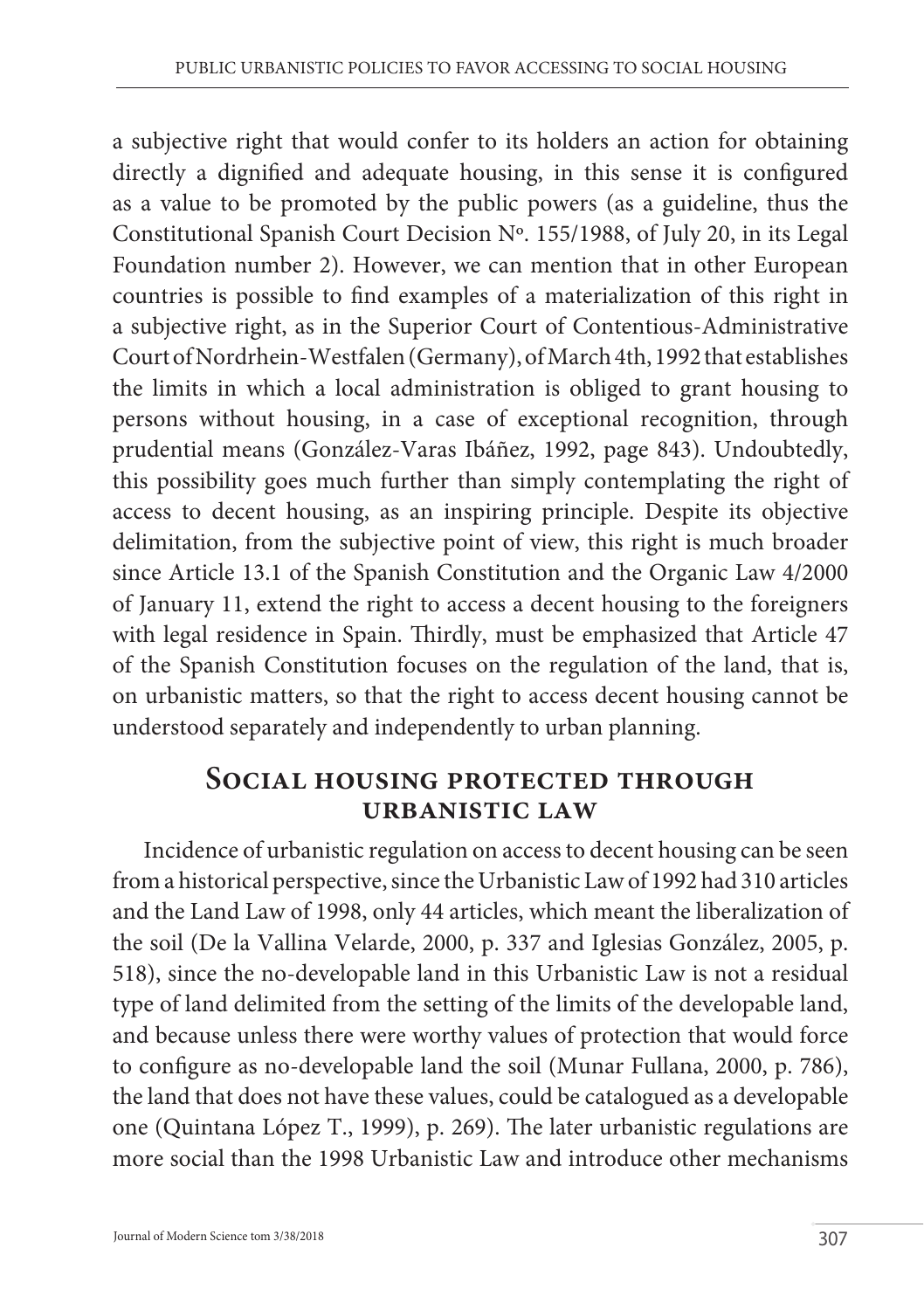a subjective right that would confer to its holders an action for obtaining directly a dignified and adequate housing, in this sense it is configured as a value to be promoted by the public powers (as a guideline, thus the Constitutional Spanish Court Decision Nº. 155/1988, of July 20, in its Legal Foundation number 2). However, we can mention that in other European countries is possible to find examples of a materialization of this right in a subjective right, as in the Superior Court of Contentious-Administrative Court of Nordrhein-Westfalen (Germany), of March 4th, 1992 that establishes the limits in which a local administration is obliged to grant housing to persons without housing, in a case of exceptional recognition, through prudential means (González-Varas Ibáñez, 1992, page 843). Undoubtedly, this possibility goes much further than simply contemplating the right of access to decent housing, as an inspiring principle. Despite its objective delimitation, from the subjective point of view, this right is much broader since Article 13.1 of the Spanish Constitution and the Organic Law 4/2000 of January 11, extend the right to access a decent housing to the foreigners with legal residence in Spain. Thirdly, must be emphasized that Article 47 of the Spanish Constitution focuses on the regulation of the land, that is, on urbanistic matters, so that the right to access decent housing cannot be understood separately and independently to urban planning.

## Social housing protected through urbanistic law

Incidence of urbanistic regulation on access to decent housing can be seen from a historical perspective, since the Urbanistic Law of 1992 had 310 articles and the Land Law of 1998, only 44 articles, which meant the liberalization of the soil (De la Vallina Velarde, 2000, p. 337 and Iglesias González, 2005, p. 518), since the no-developable land in this Urbanistic Law is not a residual type of land delimited from the setting of the limits of the developable land, and because unless there were worthy values of protection that would force to configure as no-developable land the soil (Munar Fullana, 2000, p. 786), the land that does not have these values, could be catalogued as a developable one (Quintana López T., 1999), p. 269). The later urbanistic regulations are more social than the 1998 Urbanistic Law and introduce other mechanisms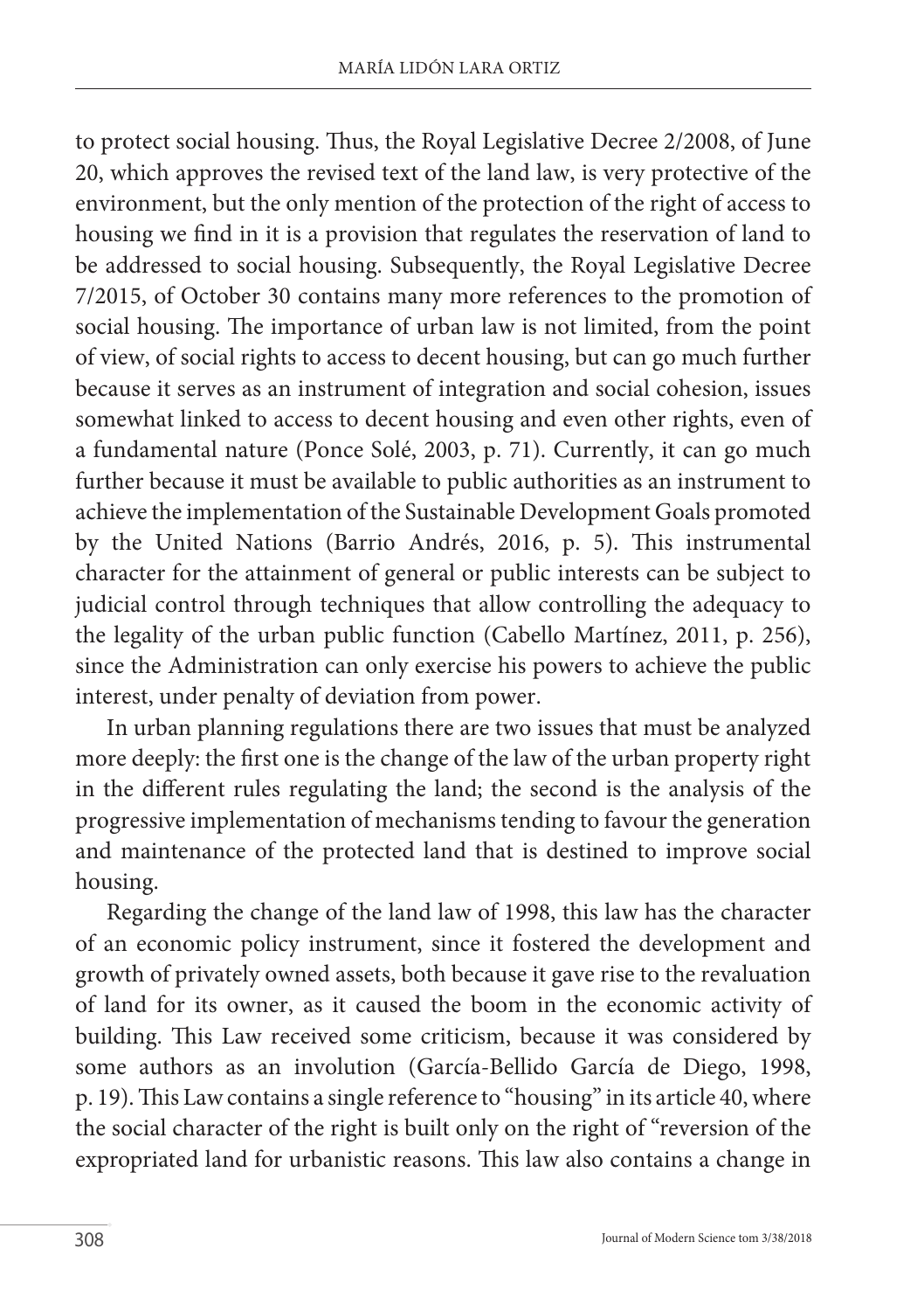to protect social housing. Thus, the Royal Legislative Decree 2/2008, of June 20, which approves the revised text of the land law, is very protective of the environment, but the only mention of the protection of the right of access to housing we find in it is a provision that regulates the reservation of land to be addressed to social housing. Subsequently, the Royal Legislative Decree 7/2015, of October 30 contains many more references to the promotion of social housing. The importance of urban law is not limited, from the point of view, of social rights to access to decent housing, but can go much further because it serves as an instrument of integration and social cohesion, issues somewhat linked to access to decent housing and even other rights, even of a fundamental nature (Ponce Solé, 2003, p. 71). Currently, it can go much further because it must be available to public authorities as an instrument to achieve the implementation of the Sustainable Development Goals promoted by the United Nations (Barrio Andrés, 2016, p. 5). This instrumental character for the attainment of general or public interests can be subject to judicial control through techniques that allow controlling the adequacy to the legality of the urban public function (Cabello Martínez, 2011, p. 256), since the Administration can only exercise his powers to achieve the public interest, under penalty of deviation from power.

In urban planning regulations there are two issues that must be analyzed more deeply: the first one is the change of the law of the urban property right in the different rules regulating the land; the second is the analysis of the progressive implementation of mechanisms tending to favour the generation and maintenance of the protected land that is destined to improve social housing.

Regarding the change of the land law of 1998, this law has the character of an economic policy instrument, since it fostered the development and growth of privately owned assets, both because it gave rise to the revaluation of land for its owner, as it caused the boom in the economic activity of building. This Law received some criticism, because it was considered by some authors as an involution (García-Bellido García de Diego, 1998, p. 19). This Law contains a single reference to "housing" in its article 40, where the social character of the right is built only on the right of "reversion of the expropriated land for urbanistic reasons. This law also contains a change in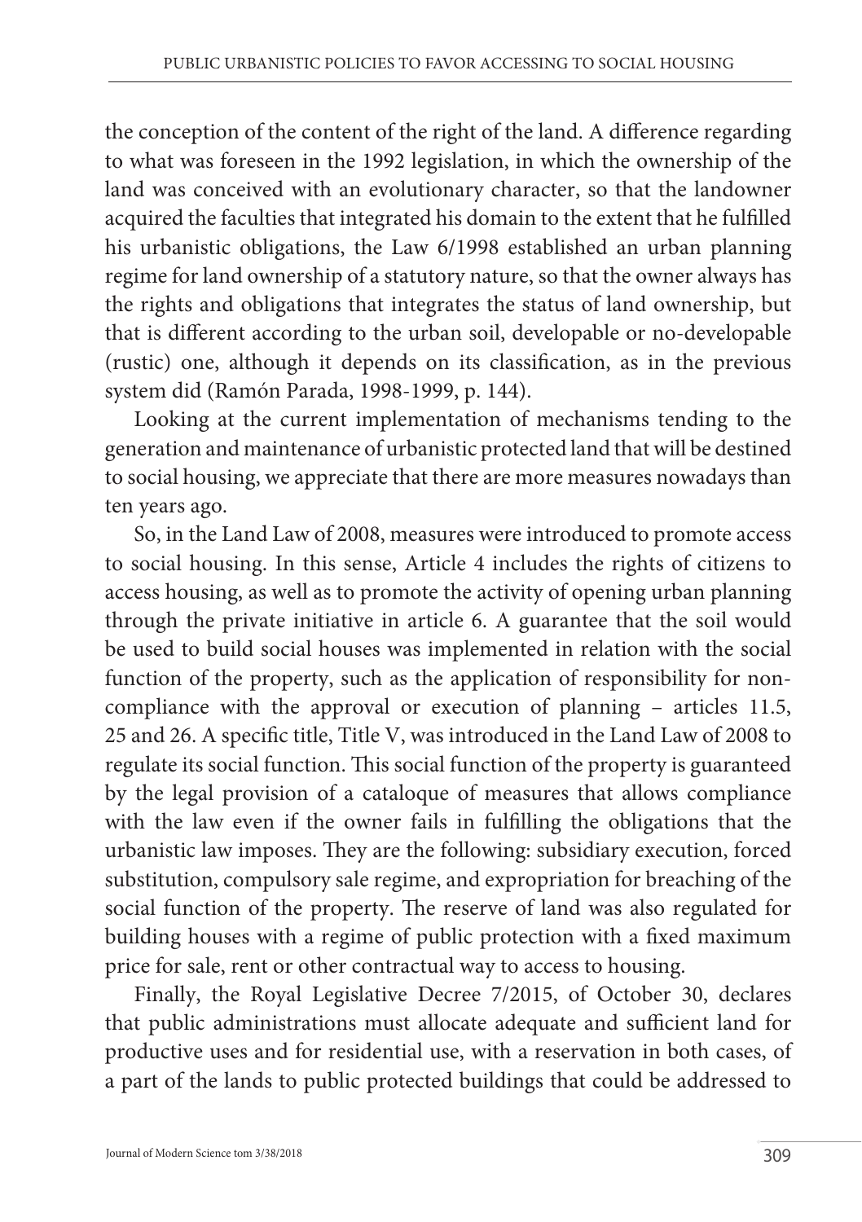the conception of the content of the right of the land. A difference regarding to what was foreseen in the 1992 legislation, in which the ownership of the land was conceived with an evolutionary character, so that the landowner acquired the faculties that integrated his domain to the extent that he fulfilled his urbanistic obligations, the Law 6/1998 established an urban planning regime for land ownership of a statutory nature, so that the owner always has the rights and obligations that integrates the status of land ownership, but that is different according to the urban soil, developable or no-developable (rustic) one, although it depends on its classification, as in the previous system did (Ramón Parada, 1998-1999, p. 144).

Looking at the current implementation of mechanisms tending to the generation and maintenance of urbanistic protected land that will be destined to social housing, we appreciate that there are more measures nowadays than ten years ago.

So, in the Land Law of 2008, measures were introduced to promote access to social housing. In this sense, Article 4 includes the rights of citizens to access housing, as well as to promote the activity of opening urban planning through the private initiative in article 6. A guarantee that the soil would be used to build social houses was implemented in relation with the social function of the property, such as the application of responsibility for non-compliance with the approval or execution of planning – articles 11.5, 25 and 26. A specific title, Title V, was introduced in the Land Law of 2008 to regulate its social function. This social function of the property is guaranteed by the legal provision of a cataloque of measures that allows compliance with the law even if the owner fails in fulfilling the obligations that the urbanistic law imposes. They are the following: subsidiary execution, forced substitution, compulsory sale regime, and expropriation for breaching of the social function of the property. The reserve of land was also regulated for building houses with a regime of public protection with a fixed maximum price for sale, rent or other contractual way to access to housing.

Finally, the Royal Legislative Decree 7/2015, of October 30, declares that public administrations must allocate adequate and sufficient land for productive uses and for residential use, with a reservation in both cases, of a part of the lands to public protected buildings that could be addressed to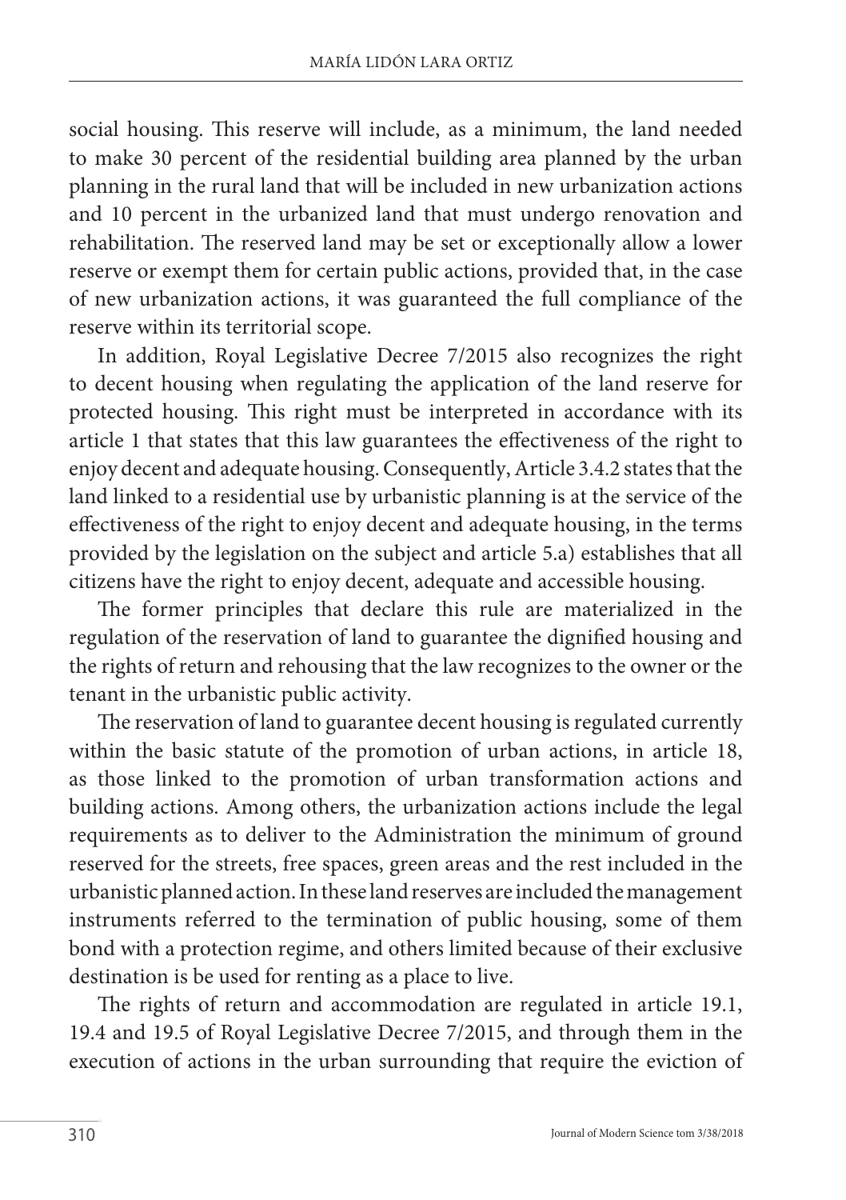social housing. This reserve will include, as a minimum, the land needed to make 30 percent of the residential building area planned by the urban planning in the rural land that will be included in new urbanization actions and 10 percent in the urbanized land that must undergo renovation and rehabilitation. The reserved land may be set or exceptionally allow a lower reserve or exempt them for certain public actions, provided that, in the case of new urbanization actions, it was guaranteed the full compliance of the reserve within its territorial scope.

In addition, Royal Legislative Decree 7/2015 also recognizes the right to decent housing when regulating the application of the land reserve for protected housing. This right must be interpreted in accordance with its article 1 that states that this law guarantees the effectiveness of the right to enjoy decent and adequate housing. Consequently, Article 3.4.2 states that the land linked to a residential use by urbanistic planning is at the service of the effectiveness of the right to enjoy decent and adequate housing, in the terms provided by the legislation on the subject and article 5.a) establishes that all citizens have the right to enjoy decent, adequate and accessible housing.

The former principles that declare this rule are materialized in the regulation of the reservation of land to guarantee the dignified housing and the rights of return and rehousing that the law recognizes to the owner or the tenant in the urbanistic public activity.

The reservation of land to guarantee decent housing is regulated currently within the basic statute of the promotion of urban actions, in article 18, as those linked to the promotion of urban transformation actions and building actions. Among others, the urbanization actions include the legal requirements as to deliver to the Administration the minimum of ground reserved for the streets, free spaces, green areas and the rest included in the urbanistic planned action. In these land reserves are included the management instruments referred to the termination of public housing, some of them bond with a protection regime, and others limited because of their exclusive destination is be used for renting as a place to live.

The rights of return and accommodation are regulated in article 19.1, 19.4 and 19.5 of Royal Legislative Decree 7/2015, and through them in the execution of actions in the urban surrounding that require the eviction of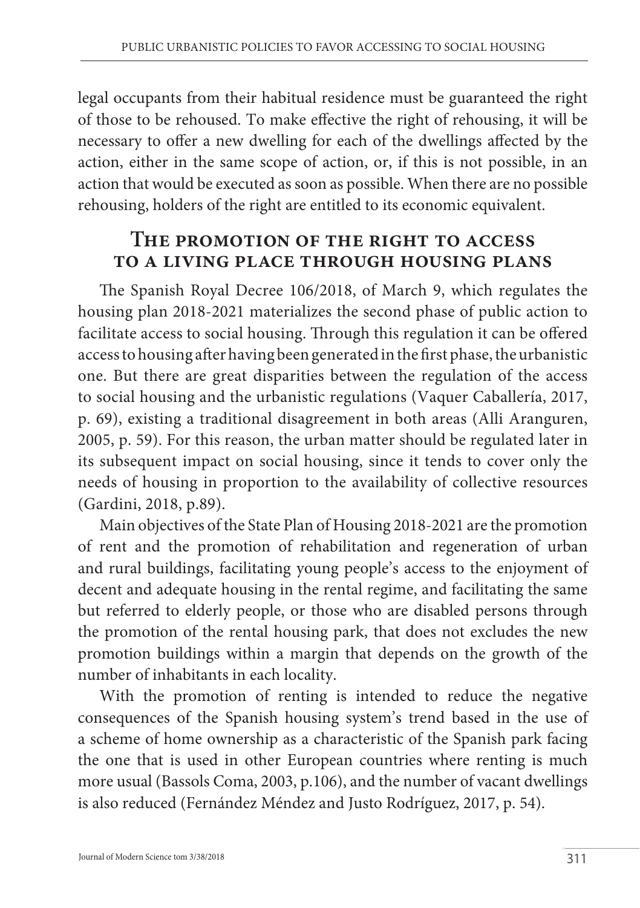legal occupants from their habitual residence must be guaranteed the right of those to be rehoused. To make effective the right of rehousing, it will be necessary to offer a new dwelling for each of the dwellings affected by the action, either in the same scope of action, or, if this is not possible, in an action that would be executed as soon as possible. When there are no possible rehousing, holders of the right are entitled to its economic equivalent.

## The promotion of the right to access to a living place through housing plans

The Spanish Royal Decree 106/2018, of March 9, which regulates the housing plan 2018-2021 materializes the second phase of public action to facilitate access to social housing. Through this regulation it can be offered access to housing after having been generated in the first phase, the urbanistic one. But there are great disparities between the regulation of the access to social housing and the urbanistic regulations (Vaquer Caballería, 2017, p. 69), existing a traditional disagreement in both areas (Alli Aranguren, 2005, p. 59). For this reason, the urban matter should be regulated later in its subsequent impact on social housing, since it tends to cover only the needs of housing in proportion to the availability of collective resources (Gardini, 2018, p.89).

Main objectives of the State Plan of Housing 2018-2021 are the promotion of rent and the promotion of rehabilitation and regeneration of urban and rural buildings, facilitating young people's access to the enjoyment of decent and adequate housing in the rental regime, and facilitating the same but referred to elderly people, or those who are disabled persons through the promotion of the rental housing park, that does not excludes the new promotion buildings within a margin that depends on the growth of the number of inhabitants in each locality.

With the promotion of renting is intended to reduce the negative consequences of the Spanish housing system's trend based in the use of a scheme of home ownership as a characteristic of the Spanish park facing the one that is used in other European countries where renting is much more usual (Bassols Coma, 2003, p.106), and the number of vacant dwellings is also reduced (Fernández Méndez and Justo Rodríguez, 2017, p. 54).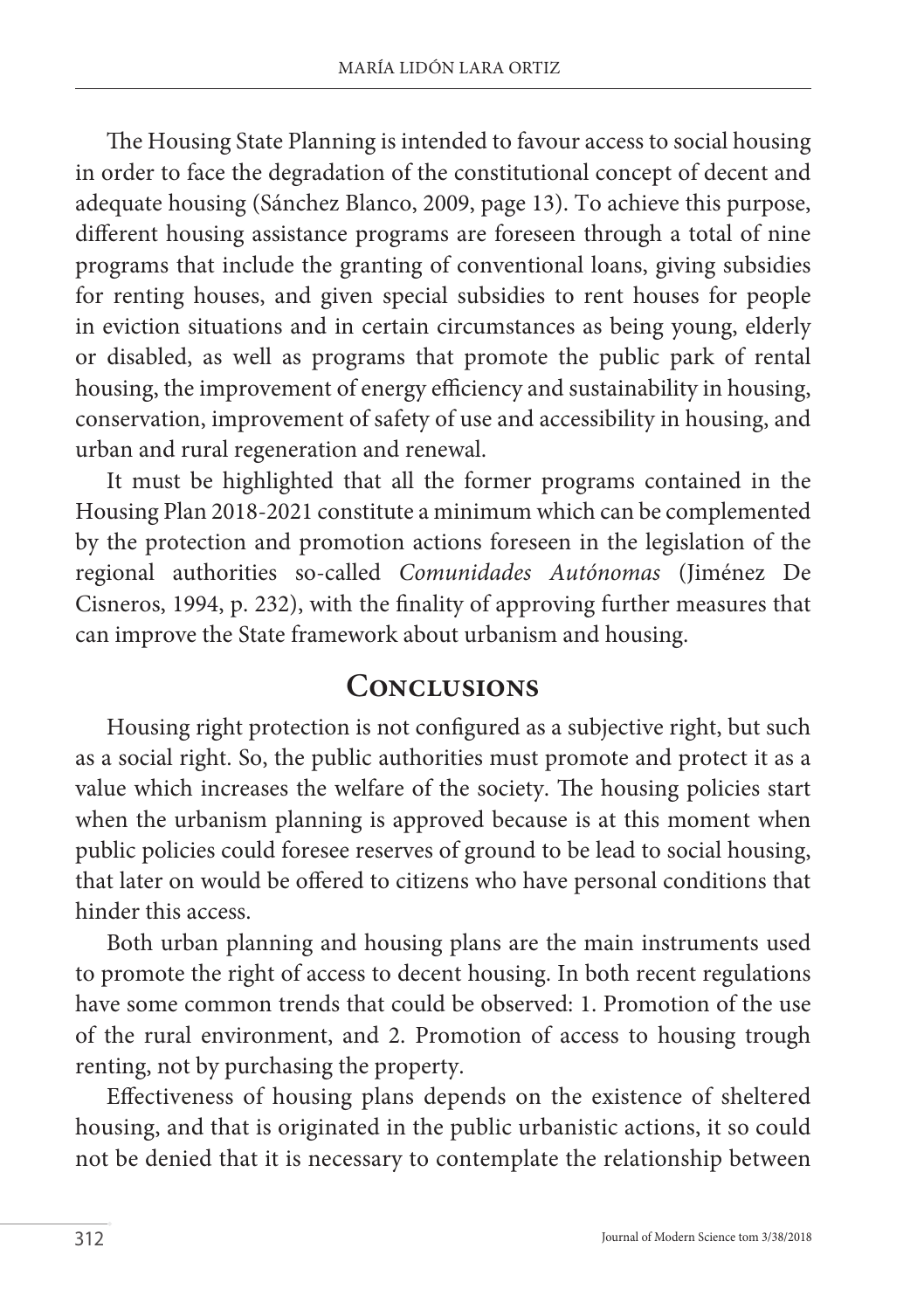The Housing State Planning is intended to favour access to social housing in order to face the degradation of the constitutional concept of decent and adequate housing (Sánchez Blanco, 2009, page 13). To achieve this purpose, different housing assistance programs are foreseen through a total of nine programs that include the granting of conventional loans, giving subsidies for renting houses, and given special subsidies to rent houses for people in eviction situations and in certain circumstances as being young, elderly or disabled, as well as programs that promote the public park of rental housing, the improvement of energy efficiency and sustainability in housing, conservation, improvement of safety of use and accessibility in housing, and urban and rural regeneration and renewal.

It must be highlighted that all the former programs contained in the Housing Plan 2018-2021 constitute a minimum which can be complemented by the protection and promotion actions foreseen in the legislation of the regional authorities so-called *Comunidades Autónomas* (Jiménez De Cisneros, 1994, p. 232), with the finality of approving further measures that can improve the State framework about urbanism and housing.

## Conclusions

Housing right protection is not configured as a subjective right, but such as a social right. So, the public authorities must promote and protect it as a value which increases the welfare of the society. The housing policies start when the urbanism planning is approved because is at this moment when public policies could foresee reserves of ground to be lead to social housing, that later on would be offered to citizens who have personal conditions that hinder this access.

Both urban planning and housing plans are the main instruments used to promote the right of access to decent housing. In both recent regulations have some common trends that could be observed: 1. Promotion of the use of the rural environment, and 2. Promotion of access to housing trough renting, not by purchasing the property.

Effectiveness of housing plans depends on the existence of sheltered housing, and that is originated in the public urbanistic actions, it so could not be denied that it is necessary to contemplate the relationship between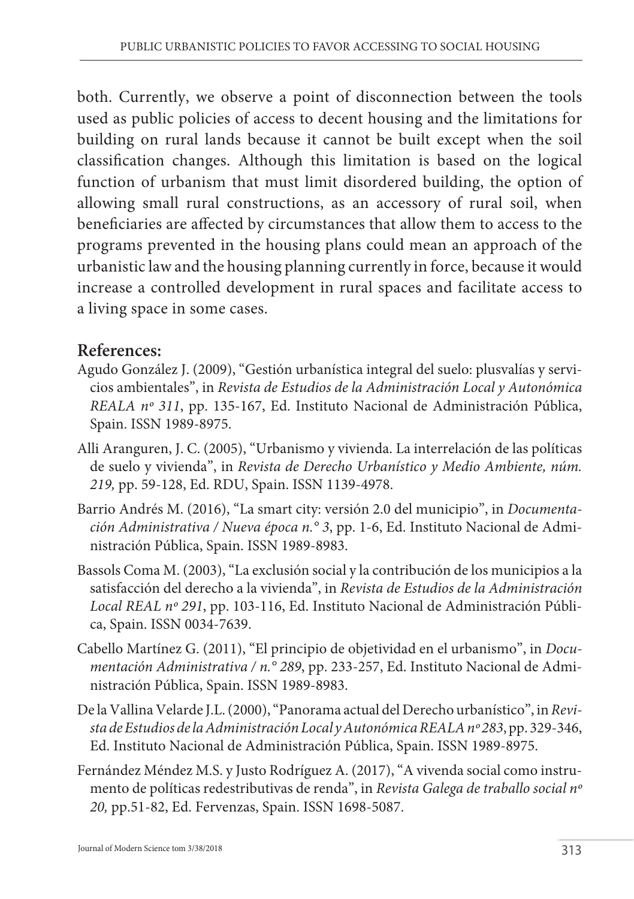both. Currently, we observe a point of disconnection between the tools used as public policies of access to decent housing and the limitations for building on rural lands because it cannot be built except when the soil classification changes. Although this limitation is based on the logical function of urbanism that must limit disordered building, the option of allowing small rural constructions, as an accessory of rural soil, when beneficiaries are affected by circumstances that allow them to access to the programs prevented in the housing plans could mean an approach of the urbanistic law and the housing planning currently in force, because it would increase a controlled development in rural spaces and facilitate access to a living space in some cases.

## References:

Agudo González J. (2009), "Gestión urbanística integral del suelo: plusvalías y servicios ambientales", in *Revista de Estudios de la Administración Local y Autonómica REALA nº 311*, pp. 135-167, Ed. Instituto Nacional de Administración Pública, Spain. ISSN 1989-8975.

Alli Aranguren, J. C. (2005), "Urbanismo y vivienda. La interrelación de las políticas de suelo y vivienda", in *Revista de Derecho Urbanístico y Medio Ambiente, núm. 219,* pp. 59-128, Ed. RDU, Spain. ISSN 1139-4978.

Barrio Andrés M. (2016), "La smart city: versión 2.0 del municipio", in *Documentación Administrativa / Nueva época n.° 3*, pp. 1-6, Ed. Instituto Nacional de Administración Pública, Spain. ISSN 1989-8983.

Bassols Coma M. (2003), "La exclusión social y la contribución de los municipios a la satisfacción del derecho a la vivienda", in *Revista de Estudios de la Administración Local REAL nº 291*, pp. 103-116, Ed. Instituto Nacional de Administración Pública, Spain. ISSN 0034-7639.

Cabello Martínez G. (2011), "El principio de objetividad en el urbanismo", in *Documentación Administrativa / n.° 289*, pp. 233-257, Ed. Instituto Nacional de Administración Pública, Spain. ISSN 1989-8983.

De la Vallina Velarde J.L. (2000), "Panorama actual del Derecho urbanístico", in *Revista de Estudios de la Administración Local y Autonómica REALA nº 283*, pp. 329-346, Ed. Instituto Nacional de Administración Pública, Spain. ISSN 1989-8975.

Fernández Méndez M.S. y Justo Rodríguez A. (2017), "A vivenda social como instrumento de políticas redestributivas de renda", in *Revista Galega de traballo social nº 20,* pp.51-82, Ed. Fervenzas, Spain. ISSN 1698-5087.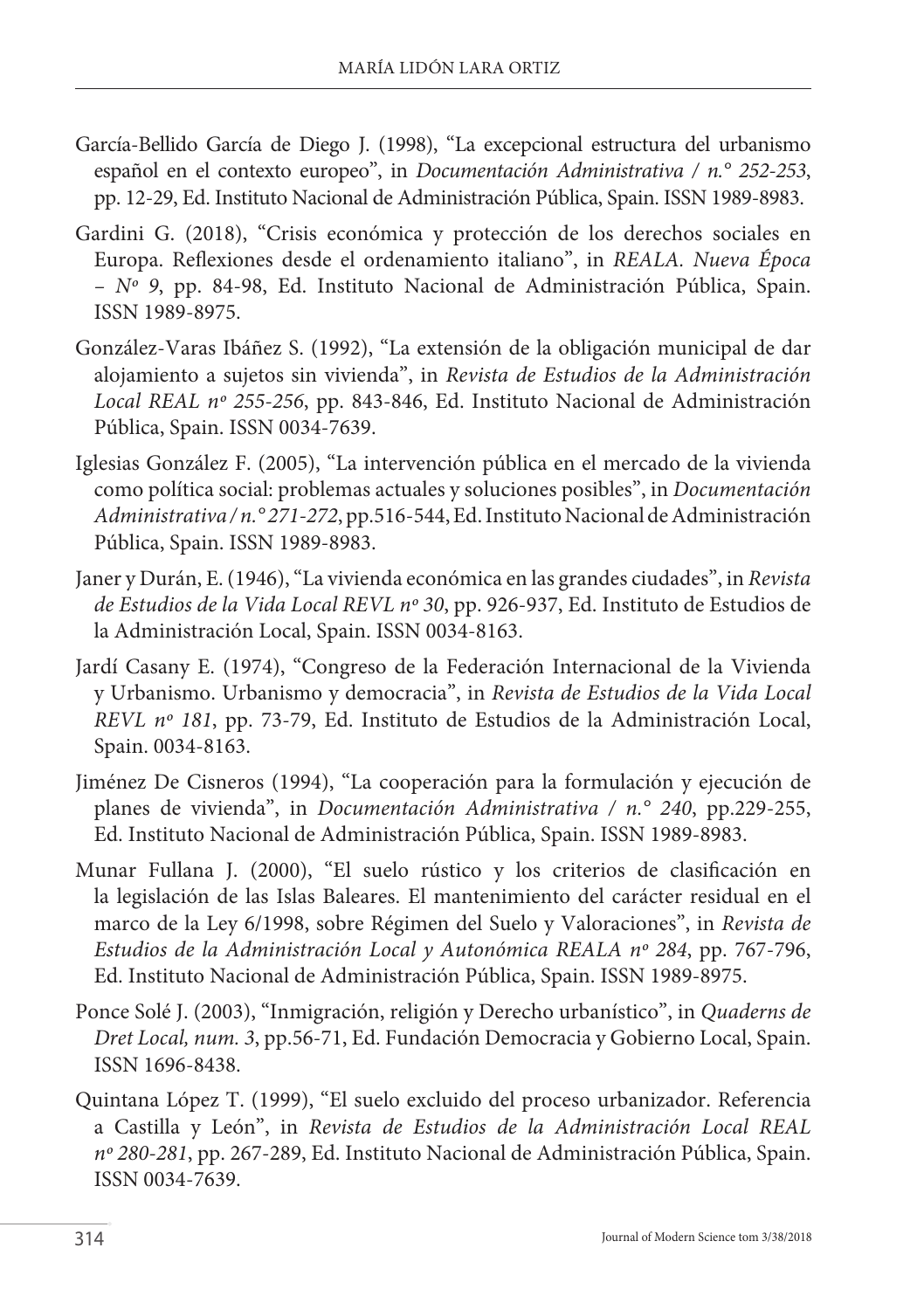García-Bellido García de Diego J. (1998), "La excepcional estructura del urbanismo español en el contexto europeo", in *Documentación Administrativa / n.° 252-253*, pp. 12-29, Ed. Instituto Nacional de Administración Pública, Spain. ISSN 1989-8983.

Gardini G. (2018), "Crisis económica y protección de los derechos sociales en Europa. Reflexiones desde el ordenamiento italiano", in *REALA. Nueva Época – Nº 9*, pp. 84-98, Ed. Instituto Nacional de Administración Pública, Spain. ISSN 1989-8975.

González-Varas Ibáñez S. (1992), "La extensión de la obligación municipal de dar alojamiento a sujetos sin vivienda", in *Revista de Estudios de la Administración Local REAL nº 255-256*, pp. 843-846, Ed. Instituto Nacional de Administración Pública, Spain. ISSN 0034-7639.

Iglesias González F. (2005), "La intervención pública en el mercado de la vivienda como política social: problemas actuales y soluciones posibles", in *Documentación Administrativa / n.° 271-272*, pp.516-544, Ed. Instituto Nacional de Administración Pública, Spain. ISSN 1989-8983.

Janer y Durán, E. (1946), "La vivienda económica en las grandes ciudades", in *Revista de Estudios de la Vida Local REVL nº 30*, pp. 926-937, Ed. Instituto de Estudios de la Administración Local, Spain. ISSN 0034-8163.

Jardí Casany E. (1974), "Congreso de la Federación Internacional de la Vivienda y Urbanismo. Urbanismo y democracia", in *Revista de Estudios de la Vida Local REVL nº 181*, pp. 73-79, Ed. Instituto de Estudios de la Administración Local, Spain. 0034-8163.

Jiménez De Cisneros (1994), "La cooperación para la formulación y ejecución de planes de vivienda", in *Documentación Administrativa / n.° 240*, pp.229-255, Ed. Instituto Nacional de Administración Pública, Spain. ISSN 1989-8983.

Munar Fullana J. (2000), "El suelo rústico y los criterios de clasificación en la legislación de las Islas Baleares. El mantenimiento del carácter residual en el marco de la Ley 6/1998, sobre Régimen del Suelo y Valoraciones", in *Revista de Estudios de la Administración Local y Autonómica REALA nº 284*, pp. 767-796, Ed. Instituto Nacional de Administración Pública, Spain. ISSN 1989-8975.

Ponce Solé J. (2003), "Inmigración, religión y Derecho urbanístico", in *Quaderns de Dret Local, num. 3*, pp.56-71, Ed. Fundación Democracia y Gobierno Local, Spain. ISSN 1696-8438.

Quintana López T. (1999), "El suelo excluido del proceso urbanizador. Referencia a Castilla y León", in *Revista de Estudios de la Administración Local REAL nº 280-281*, pp. 267-289, Ed. Instituto Nacional de Administración Pública, Spain. ISSN 0034-7639.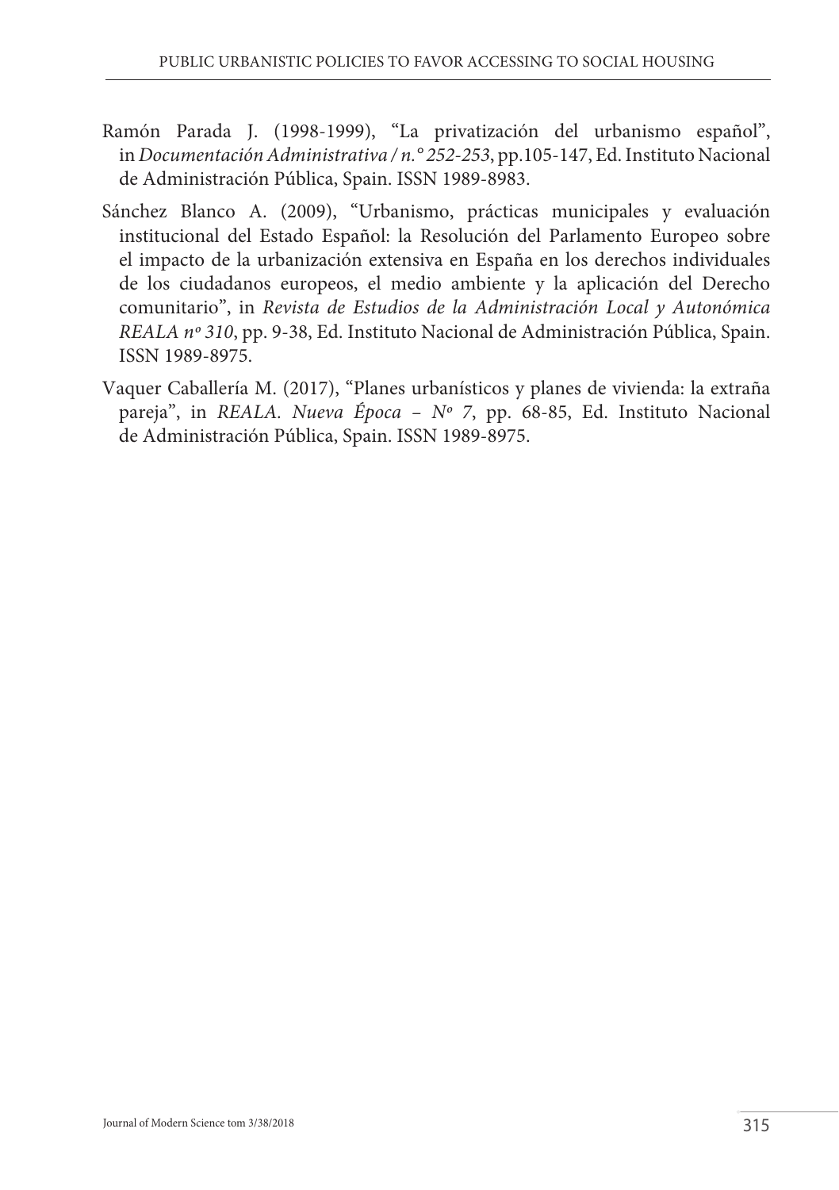Ramón Parada J. (1998-1999), "La privatización del urbanismo español", in *Documentación Administrativa / n.° 252-253*, pp.105-147, Ed. Instituto Nacional de Administración Pública, Spain. ISSN 1989-8983.

Sánchez Blanco A. (2009), "Urbanismo, prácticas municipales y evaluación institucional del Estado Español: la Resolución del Parlamento Europeo sobre el impacto de la urbanización extensiva en España en los derechos individuales de los ciudadanos europeos, el medio ambiente y la aplicación del Derecho comunitario", in *Revista de Estudios de la Administración Local y Autonómica REALA nº 310*, pp. 9-38, Ed. Instituto Nacional de Administración Pública, Spain. ISSN 1989-8975.

Vaquer Caballería M. (2017), "Planes urbanísticos y planes de vivienda: la extraña pareja", in *REALA. Nueva Época – Nº 7*, pp. 68-85, Ed. Instituto Nacional de Administración Pública, Spain. ISSN 1989-8975.